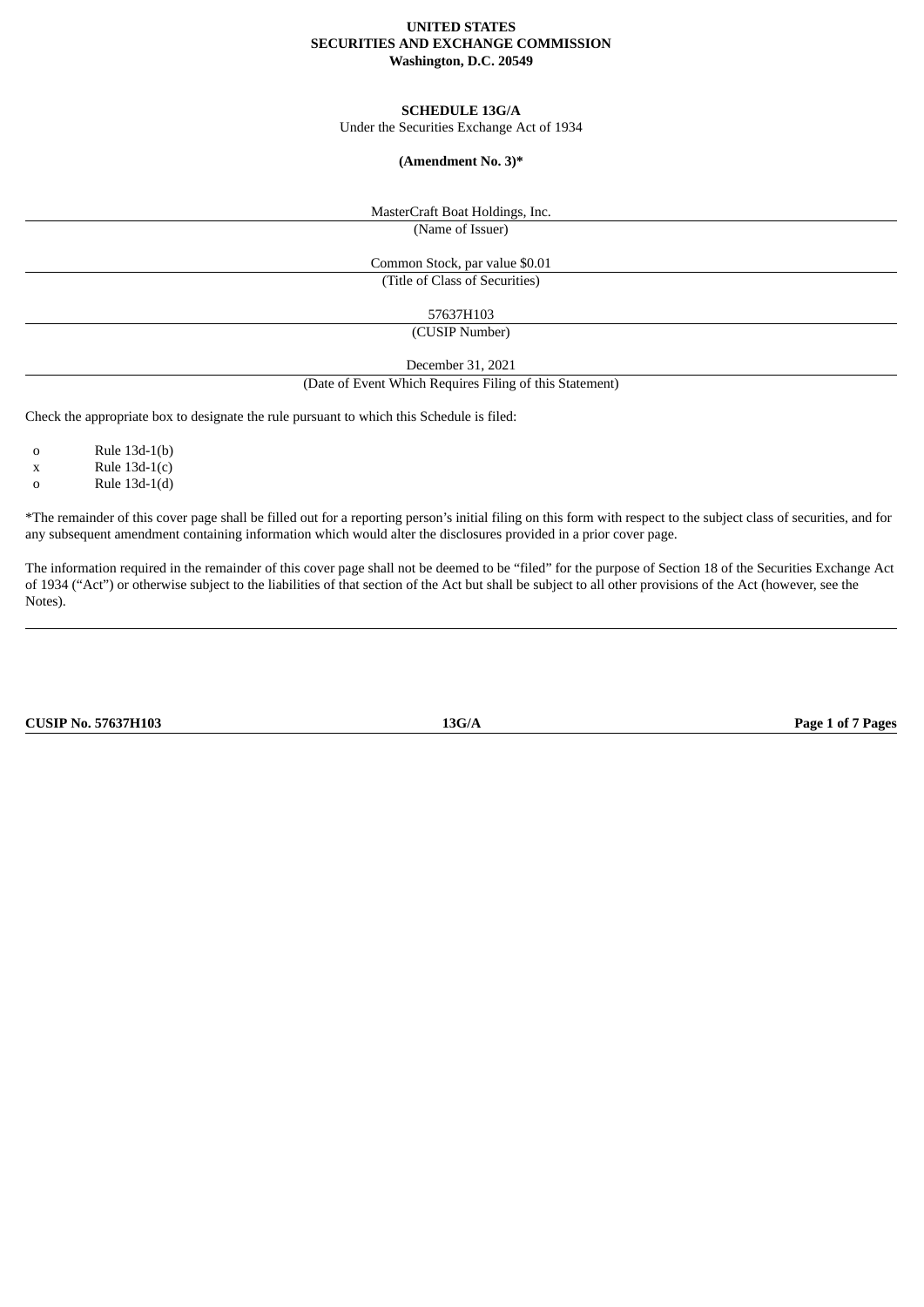**UNITED STATES**
**SECURITIES AND EXCHANGE COMMISSION**
**Washington, D.C. 20549**

**SCHEDULE 13G/A**

Under the Securities Exchange Act of 1934

**(Amendment No. 3)***

MasterCraft Boat Holdings, Inc.

(Name of Issuer)

Common Stock, par value $0.01

(Title of Class of Securities)

57637H103

(CUSIP Number)

December 31, 2021

(Date of Event Which Requires Filing of this Statement)

Check the appropriate box to designate the rule pursuant to which this Schedule is filed:

o Rule 13d-1(b)
x Rule 13d-1(c)
o Rule 13d-1(d)

*The remainder of this cover page shall be filled out for a reporting person's initial filing on this form with respect to the subject class of securities, and for any subsequent amendment containing information which would alter the disclosures provided in a prior cover page.

The information required in the remainder of this cover page shall not be deemed to be "filed" for the purpose of Section 18 of the Securities Exchange Act of 1934 ("Act") or otherwise subject to the liabilities of that section of the Act but shall be subject to all other provisions of the Act (however, see the Notes).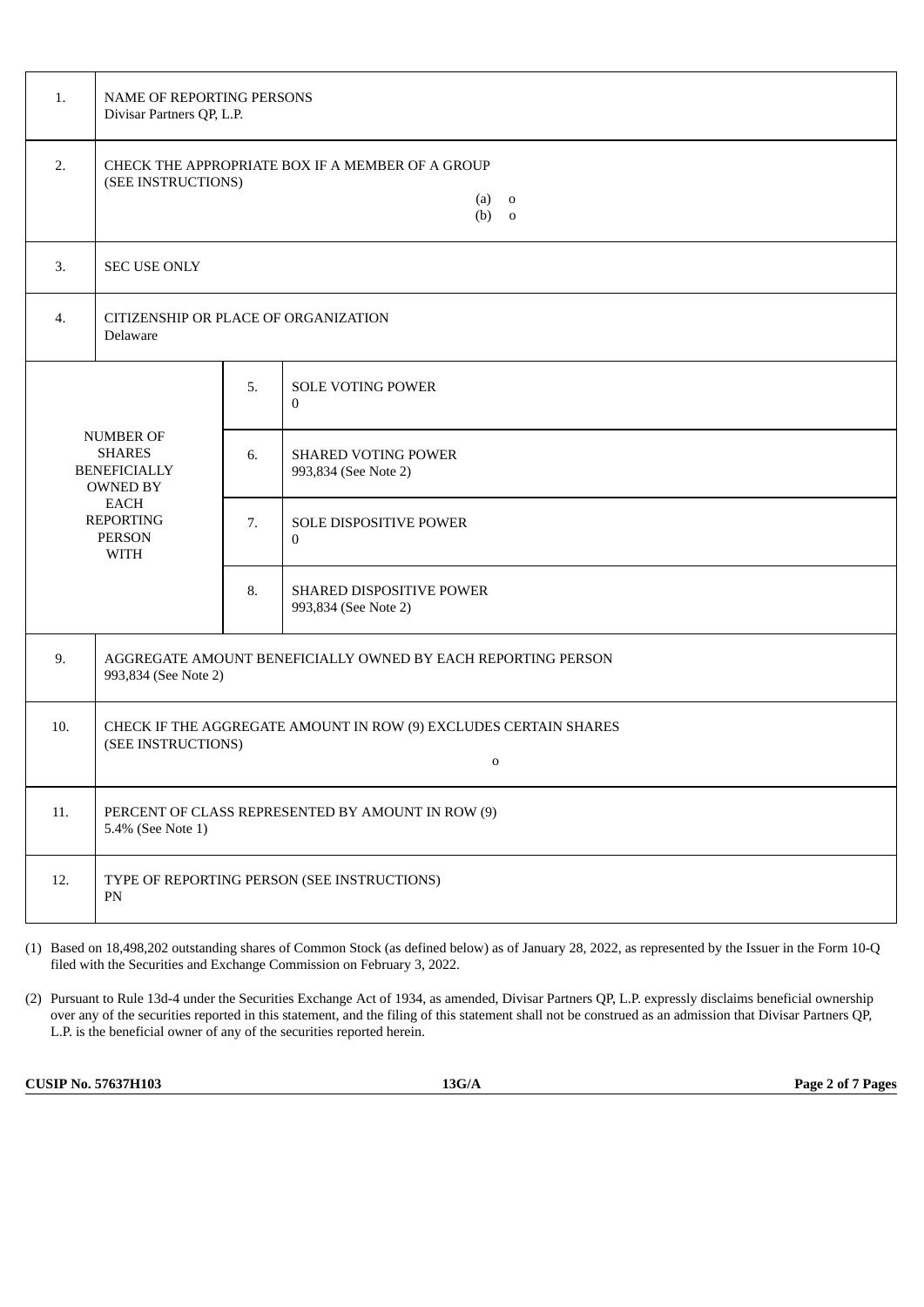| | | | |
|---|---|---|---|
| 1. | NAME OF REPORTING PERSONS<br>Divisar Partners QP, L.P. | | |
| 2. | CHECK THE APPROPRIATE BOX IF A MEMBER OF A GROUP<br>(SEE INSTRUCTIONS)<br>(a) o<br>(b) o | | |
| 3. | SEC USE ONLY | | |
| 4. | CITIZENSHIP OR PLACE OF ORGANIZATION<br>Delaware | | |
| NUMBER OF SHARES BENEFICIALLY OWNED BY EACH REPORTING PERSON WITH | | 5. | SOLE VOTING POWER<br>0 |
| | | 6. | SHARED VOTING POWER<br>993,834 (See Note 2) |
| | | 7. | SOLE DISPOSITIVE POWER<br>0 |
| | | 8. | SHARED DISPOSITIVE POWER<br>993,834 (See Note 2) |
| 9. | AGGREGATE AMOUNT BENEFICIALLY OWNED BY EACH REPORTING PERSON<br>993,834 (See Note 2) | | |
| 10. | CHECK IF THE AGGREGATE AMOUNT IN ROW (9) EXCLUDES CERTAIN SHARES<br>(SEE INSTRUCTIONS)<br>o | | |
| 11. | PERCENT OF CLASS REPRESENTED BY AMOUNT IN ROW (9)<br>5.4% (See Note 1) | | |
| 12. | TYPE OF REPORTING PERSON (SEE INSTRUCTIONS)<br>PN | | |

(1) Based on 18,498,202 outstanding shares of Common Stock (as defined below) as of January 28, 2022, as represented by the Issuer in the Form 10-Q filed with the Securities and Exchange Commission on February 3, 2022.

(2) Pursuant to Rule 13d-4 under the Securities Exchange Act of 1934, as amended, Divisar Partners QP, L.P. expressly disclaims beneficial ownership over any of the securities reported in this statement, and the filing of this statement shall not be construed as an admission that Divisar Partners QP, L.P. is the beneficial owner of any of the securities reported herein.

**CUSIP No. 57637H103** **13G/A**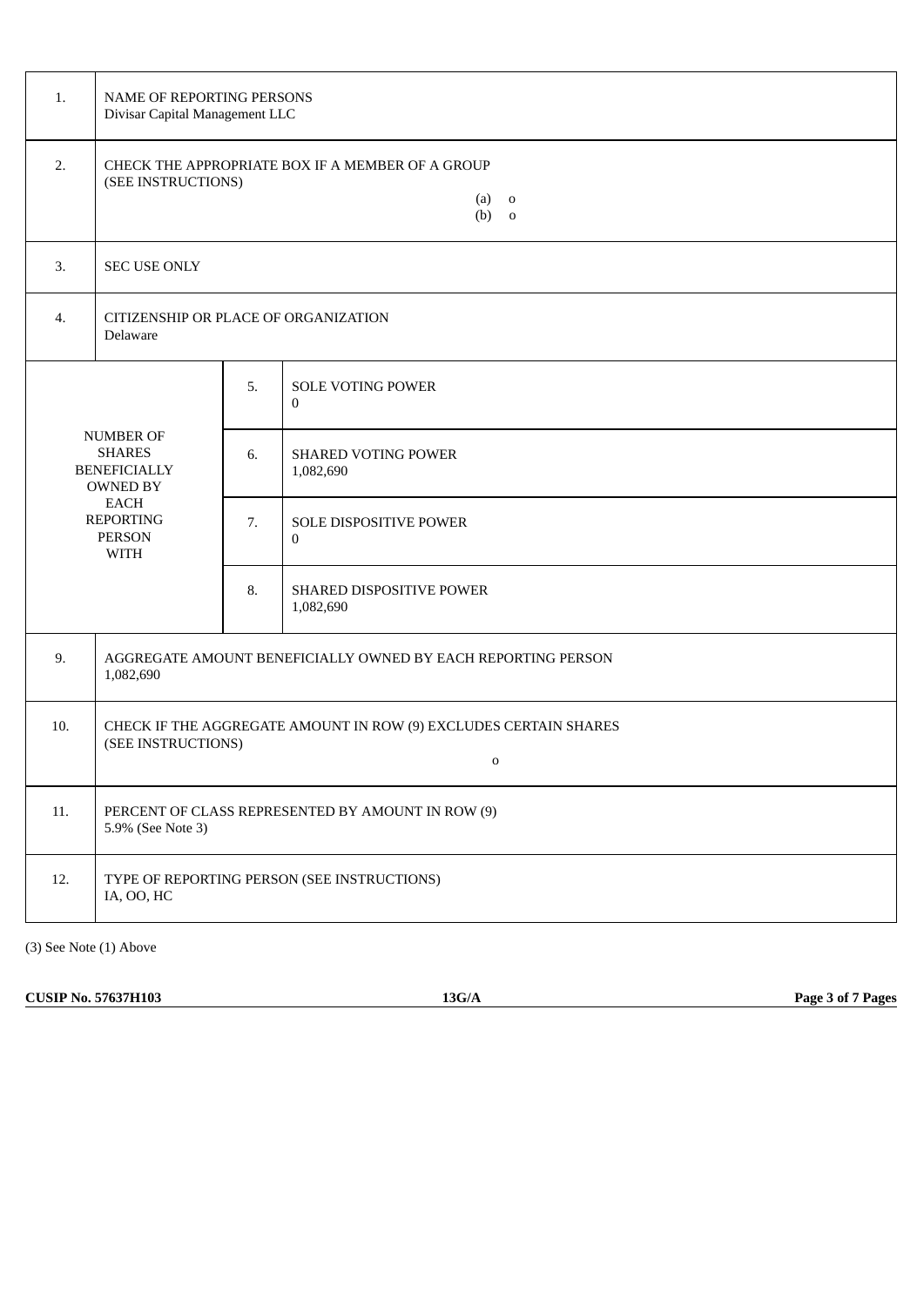| | | | |
|---|---|---|---|
| 1. | NAME OF REPORTING PERSONS<br>Divisar Capital Management LLC | | |
| 2. | CHECK THE APPROPRIATE BOX IF A MEMBER OF A GROUP<br>(SEE INSTRUCTIONS)<br>(a) o<br>(b) o | | |
| 3. | SEC USE ONLY | | |
| 4. | CITIZENSHIP OR PLACE OF ORGANIZATION<br>Delaware | | |
| NUMBER OF SHARES BENEFICIALLY OWNED BY EACH REPORTING PERSON WITH | | 5. | SOLE VOTING POWER<br>0 |
| | | 6. | SHARED VOTING POWER<br>1,082,690 |
| | | 7. | SOLE DISPOSITIVE POWER<br>0 |
| | | 8. | SHARED DISPOSITIVE POWER<br>1,082,690 |
| 9. | AGGREGATE AMOUNT BENEFICIALLY OWNED BY EACH REPORTING PERSON<br>1,082,690 | | |
| 10. | CHECK IF THE AGGREGATE AMOUNT IN ROW (9) EXCLUDES CERTAIN SHARES<br>(SEE INSTRUCTIONS)<br>o | | |
| 11. | PERCENT OF CLASS REPRESENTED BY AMOUNT IN ROW (9)<br>5.9% (See Note 3) | | |
| 12. | TYPE OF REPORTING PERSON (SEE INSTRUCTIONS)<br>IA, OO, HC | | |

(3) See Note (1) Above

**CUSIP No. 57637H103** **13G/A**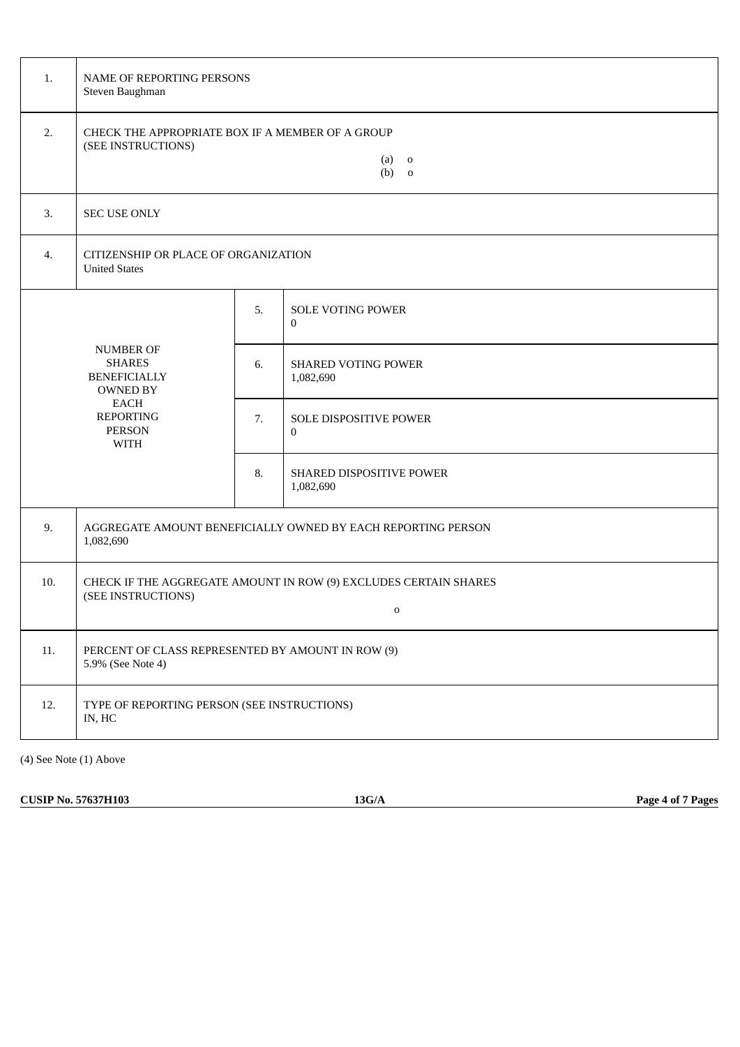| | | | |
|---|---|---|---|
| 1. | NAME OF REPORTING PERSONS<br>Steven Baughman | | |
| 2. | CHECK THE APPROPRIATE BOX IF A MEMBER OF A GROUP<br>(SEE INSTRUCTIONS)<br>(a) o<br>(b) o | | |
| 3. | SEC USE ONLY | | |
| 4. | CITIZENSHIP OR PLACE OF ORGANIZATION<br>United States | | |
| NUMBER OF SHARES BENEFICIALLY OWNED BY EACH REPORTING PERSON WITH | | 5. | SOLE VOTING POWER<br>0 |
| | | 6. | SHARED VOTING POWER<br>1,082,690 |
| | | 7. | SOLE DISPOSITIVE POWER<br>0 |
| | | 8. | SHARED DISPOSITIVE POWER<br>1,082,690 |
| 9. | AGGREGATE AMOUNT BENEFICIALLY OWNED BY EACH REPORTING PERSON<br>1,082,690 | | |
| 10. | CHECK IF THE AGGREGATE AMOUNT IN ROW (9) EXCLUDES CERTAIN SHARES<br>(SEE INSTRUCTIONS)<br>o | | |
| 11. | PERCENT OF CLASS REPRESENTED BY AMOUNT IN ROW (9)<br>5.9% (See Note 4) | | |
| 12. | TYPE OF REPORTING PERSON (SEE INSTRUCTIONS)<br>IN, HC | | |

(4) See Note (1) Above

**CUSIP No. 57637H103** **13G/A**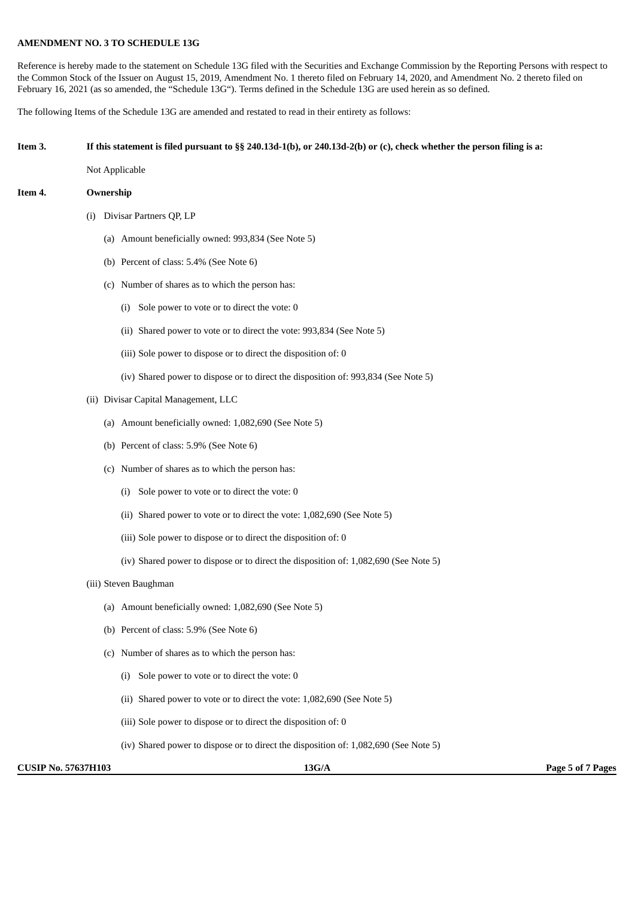**AMENDMENT NO. 3 TO SCHEDULE 13G**

Reference is hereby made to the statement on Schedule 13G filed with the Securities and Exchange Commission by the Reporting Persons with respect to the Common Stock of the Issuer on August 15, 2019, Amendment No. 1 thereto filed on February 14, 2020, and Amendment No. 2 thereto filed on February 16, 2021 (as so amended, the "Schedule 13G"). Terms defined in the Schedule 13G are used herein as so defined.

The following Items of the Schedule 13G are amended and restated to read in their entirety as follows:

**Item 3. If this statement is filed pursuant to §§ 240.13d-1(b), or 240.13d-2(b) or (c), check whether the person filing is a:**

Not Applicable

**Item 4. Ownership**

(i) Divisar Partners QP, LP

- (a) Amount beneficially owned: 993,834 (See Note 5)
- (b) Percent of class: 5.4% (See Note 6)
- (c) Number of shares as to which the person has:
  - (i) Sole power to vote or to direct the vote: 0
  - (ii) Shared power to vote or to direct the vote: 993,834 (See Note 5)
  - (iii) Sole power to dispose or to direct the disposition of: 0
  - (iv) Shared power to dispose or to direct the disposition of: 993,834 (See Note 5)

(ii) Divisar Capital Management, LLC

- (a) Amount beneficially owned: 1,082,690 (See Note 5)
- (b) Percent of class: 5.9% (See Note 6)
- (c) Number of shares as to which the person has:
  - (i) Sole power to vote or to direct the vote: 0
  - (ii) Shared power to vote or to direct the vote: 1,082,690 (See Note 5)
  - (iii) Sole power to dispose or to direct the disposition of: 0
  - (iv) Shared power to dispose or to direct the disposition of: 1,082,690 (See Note 5)

(iii) Steven Baughman

- (a) Amount beneficially owned: 1,082,690 (See Note 5)
- (b) Percent of class: 5.9% (See Note 6)
- (c) Number of shares as to which the person has:
  - (i) Sole power to vote or to direct the vote: 0
  - (ii) Shared power to vote or to direct the vote: 1,082,690 (See Note 5)
  - (iii) Sole power to dispose or to direct the disposition of: 0
  - (iv) Shared power to dispose or to direct the disposition of: 1,082,690 (See Note 5)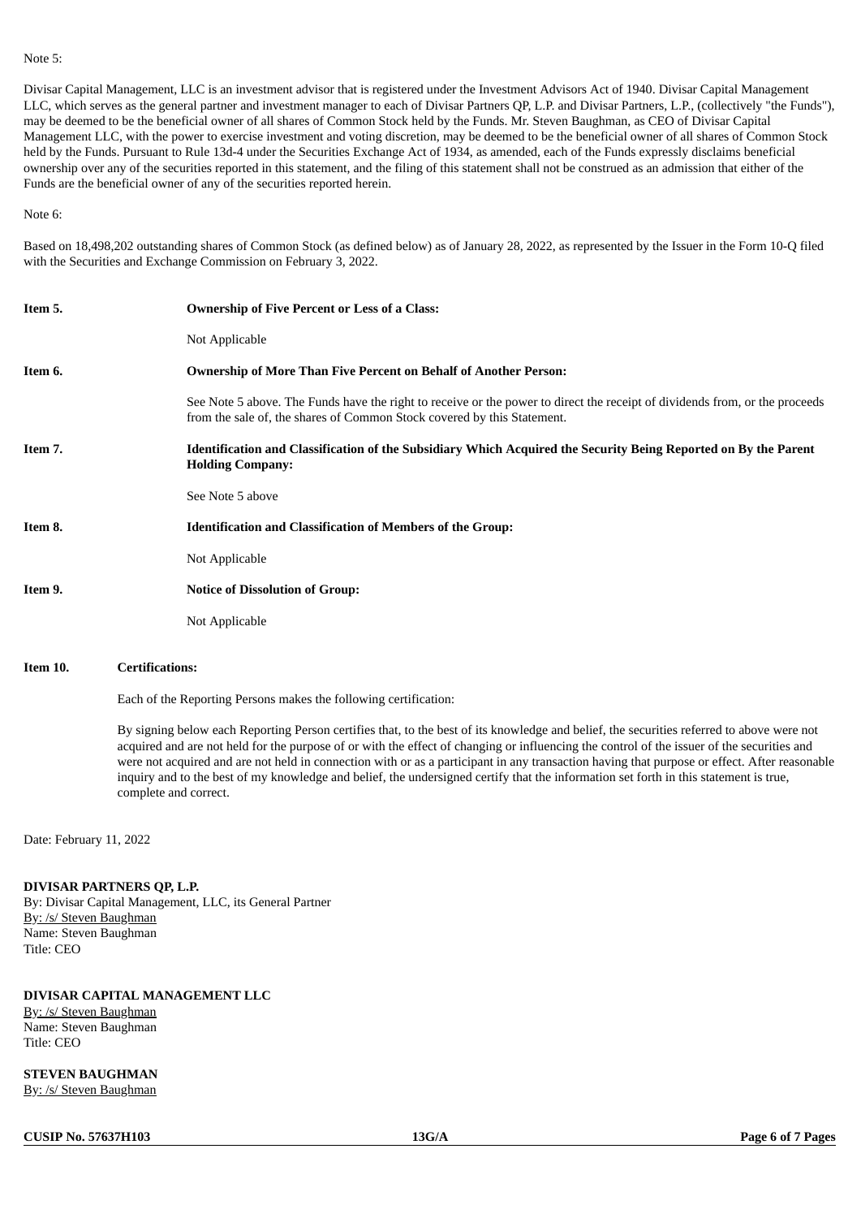Note 5:

Divisar Capital Management, LLC is an investment advisor that is registered under the Investment Advisors Act of 1940. Divisar Capital Management LLC, which serves as the general partner and investment manager to each of Divisar Partners QP, L.P. and Divisar Partners, L.P., (collectively "the Funds"), may be deemed to be the beneficial owner of all shares of Common Stock held by the Funds. Mr. Steven Baughman, as CEO of Divisar Capital Management LLC, with the power to exercise investment and voting discretion, may be deemed to be the beneficial owner of all shares of Common Stock held by the Funds. Pursuant to Rule 13d-4 under the Securities Exchange Act of 1934, as amended, each of the Funds expressly disclaims beneficial ownership over any of the securities reported in this statement, and the filing of this statement shall not be construed as an admission that either of the Funds are the beneficial owner of any of the securities reported herein.

Note 6:

Based on 18,498,202 outstanding shares of Common Stock (as defined below) as of January 28, 2022, as represented by the Issuer in the Form 10-Q filed with the Securities and Exchange Commission on February 3, 2022.

**Item 5. Ownership of Five Percent or Less of a Class:**

Not Applicable

**Item 6. Ownership of More Than Five Percent on Behalf of Another Person:**

See Note 5 above. The Funds have the right to receive or the power to direct the receipt of dividends from, or the proceeds from the sale of, the shares of Common Stock covered by this Statement.

**Item 7. Identification and Classification of the Subsidiary Which Acquired the Security Being Reported on By the Parent Holding Company:**

See Note 5 above

**Item 8. Identification and Classification of Members of the Group:**

Not Applicable

**Item 9. Notice of Dissolution of Group:**

Not Applicable

**Item 10. Certifications:**

Each of the Reporting Persons makes the following certification:

By signing below each Reporting Person certifies that, to the best of its knowledge and belief, the securities referred to above were not acquired and are not held for the purpose of or with the effect of changing or influencing the control of the issuer of the securities and were not acquired and are not held in connection with or as a participant in any transaction having that purpose or effect. After reasonable inquiry and to the best of my knowledge and belief, the undersigned certify that the information set forth in this statement is true, complete and correct.

Date: February 11, 2022

**DIVISAR PARTNERS QP, L.P.**
By: Divisar Capital Management, LLC, its General Partner
By: /s/ Steven Baughman
Name: Steven Baughman
Title: CEO

**DIVISAR CAPITAL MANAGEMENT LLC**
By: /s/ Steven Baughman
Name: Steven Baughman
Title: CEO

**STEVEN BAUGHMAN**
By: /s/ Steven Baughman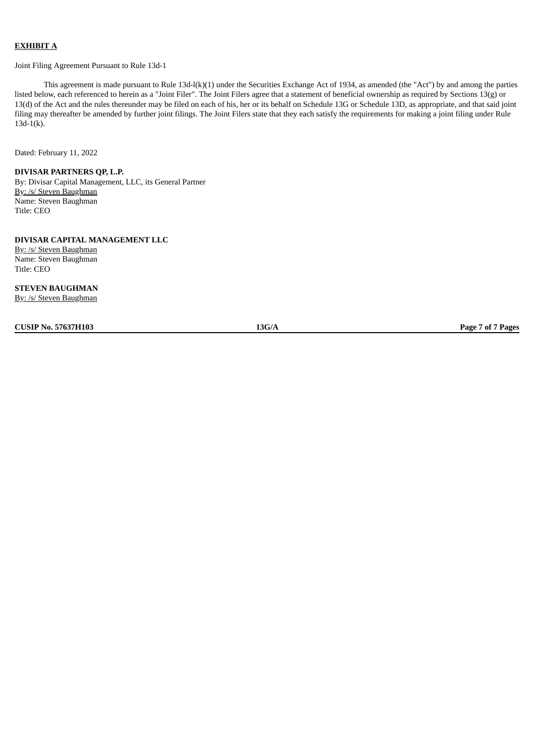**EXHIBIT A**

Joint Filing Agreement Pursuant to Rule 13d-1

This agreement is made pursuant to Rule 13d-l(k)(1) under the Securities Exchange Act of 1934, as amended (the "Act") by and among the parties listed below, each referenced to herein as a "Joint Filer". The Joint Filers agree that a statement of beneficial ownership as required by Sections 13(g) or 13(d) of the Act and the rules thereunder may be filed on each of his, her or its behalf on Schedule 13G or Schedule 13D, as appropriate, and that said joint filing may thereafter be amended by further joint filings. The Joint Filers state that they each satisfy the requirements for making a joint filing under Rule 13d-1(k).

Dated: February 11, 2022

**DIVISAR PARTNERS QP, L.P.**
By: Divisar Capital Management, LLC, its General Partner
By: /s/ Steven Baughman
Name: Steven Baughman
Title: CEO

**DIVISAR CAPITAL MANAGEMENT LLC**
By: /s/ Steven Baughman
Name: Steven Baughman
Title: CEO

**STEVEN BAUGHMAN**
By: /s/ Steven Baughman